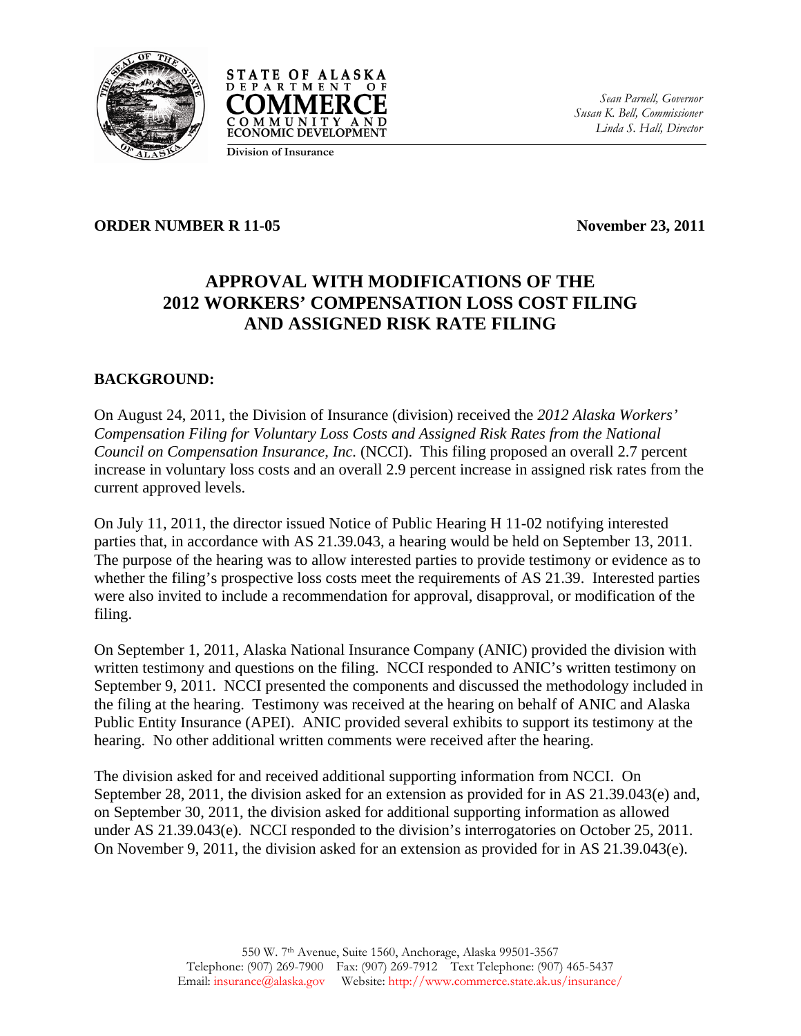STATE OF ALASKA
DEPARTMENT OF
COMMERCE
COMMUNITY AND
ECONOMIC DEVELOPMENT
Division of Insurance

*Sean Parnell, Governor*
*Susan K. Bell, Commissioner*
*Linda S. Hall, Director*

**ORDER NUMBER R 11-05** **November 23, 2011**

# APPROVAL WITH MODIFICATIONS OF THE 2012 WORKERS' COMPENSATION LOSS COST FILING AND ASSIGNED RISK RATE FILING

## BACKGROUND:

On August 24, 2011, the Division of Insurance (division) received the *2012 Alaska Workers' Compensation Filing for Voluntary Loss Costs and Assigned Risk Rates from the National Council on Compensation Insurance, Inc*. (NCCI). This filing proposed an overall 2.7 percent increase in voluntary loss costs and an overall 2.9 percent increase in assigned risk rates from the current approved levels.

On July 11, 2011, the director issued Notice of Public Hearing H 11-02 notifying interested parties that, in accordance with AS 21.39.043, a hearing would be held on September 13, 2011. The purpose of the hearing was to allow interested parties to provide testimony or evidence as to whether the filing's prospective loss costs meet the requirements of AS 21.39. Interested parties were also invited to include a recommendation for approval, disapproval, or modification of the filing.

On September 1, 2011, Alaska National Insurance Company (ANIC) provided the division with written testimony and questions on the filing. NCCI responded to ANIC's written testimony on September 9, 2011. NCCI presented the components and discussed the methodology included in the filing at the hearing. Testimony was received at the hearing on behalf of ANIC and Alaska Public Entity Insurance (APEI). ANIC provided several exhibits to support its testimony at the hearing. No other additional written comments were received after the hearing.

The division asked for and received additional supporting information from NCCI. On September 28, 2011, the division asked for an extension as provided for in AS 21.39.043(e) and, on September 30, 2011, the division asked for additional supporting information as allowed under AS 21.39.043(e). NCCI responded to the division's interrogatories on October 25, 2011. On November 9, 2011, the division asked for an extension as provided for in AS 21.39.043(e).

550 W. 7th Avenue, Suite 1560, Anchorage, Alaska 99501-3567
Telephone: (907) 269-7900 Fax: (907) 269-7912 Text Telephone: (907) 465-5437
Email: insurance@alaska.gov Website: http://www.commerce.state.ak.us/insurance/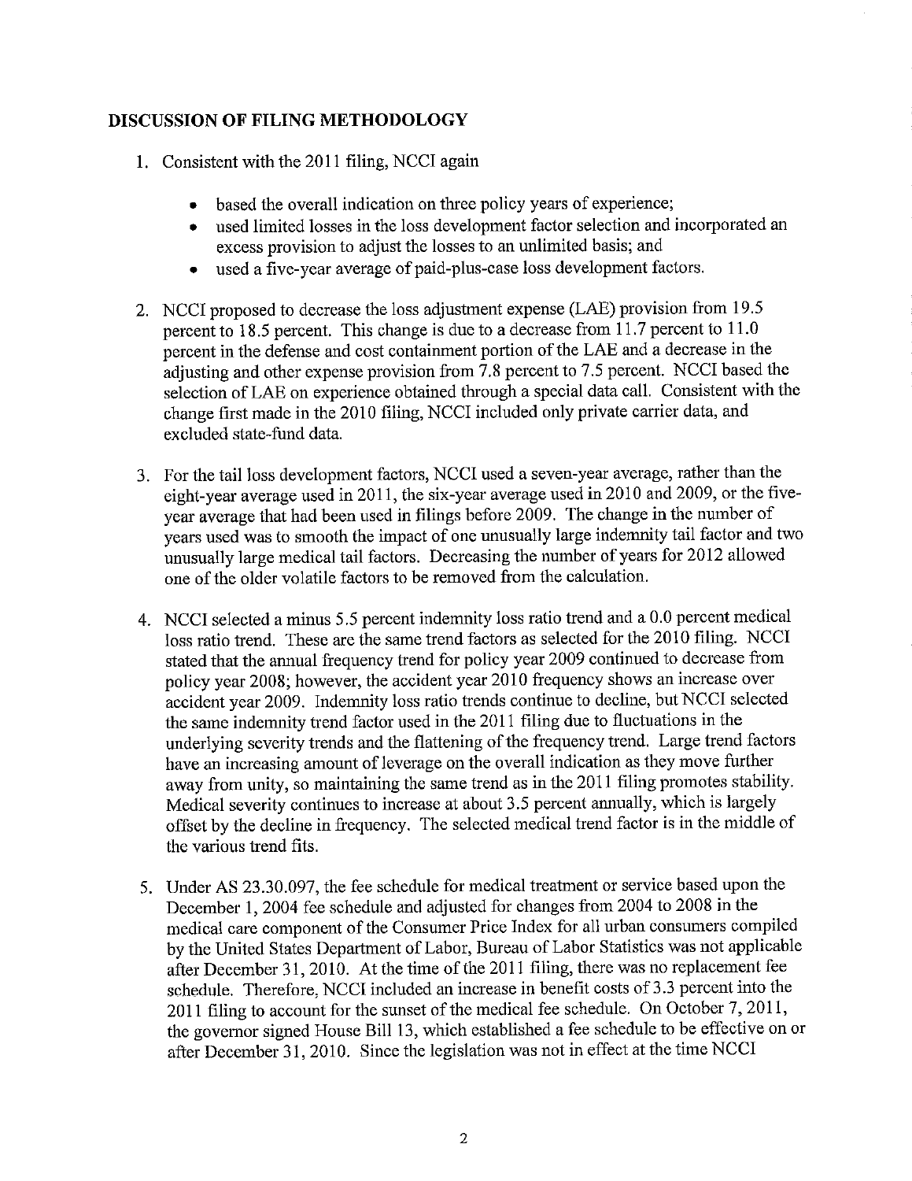## DISCUSSION OF FILING METHODOLOGY

1. Consistent with the 2011 filing, NCCI again

   - based the overall indication on three policy years of experience;
   - used limited losses in the loss development factor selection and incorporated an excess provision to adjust the losses to an unlimited basis; and
   - used a five-year average of paid-plus-case loss development factors.

2. NCCI proposed to decrease the loss adjustment expense (LAE) provision from 19.5 percent to 18.5 percent. This change is due to a decrease from 11.7 percent to 11.0 percent in the defense and cost containment portion of the LAE and a decrease in the adjusting and other expense provision from 7.8 percent to 7.5 percent. NCCI based the selection of LAE on experience obtained through a special data call. Consistent with the change first made in the 2010 filing, NCCI included only private carrier data, and excluded state-fund data.

3. For the tail loss development factors, NCCI used a seven-year average, rather than the eight-year average used in 2011, the six-year average used in 2010 and 2009, or the five-year average that had been used in filings before 2009. The change in the number of years used was to smooth the impact of one unusually large indemnity tail factor and two unusually large medical tail factors. Decreasing the number of years for 2012 allowed one of the older volatile factors to be removed from the calculation.

4. NCCI selected a minus 5.5 percent indemnity loss ratio trend and a 0.0 percent medical loss ratio trend. These are the same trend factors as selected for the 2010 filing. NCCI stated that the annual frequency trend for policy year 2009 continued to decrease from policy year 2008; however, the accident year 2010 frequency shows an increase over accident year 2009. Indemnity loss ratio trends continue to decline, but NCCI selected the same indemnity trend factor used in the 2011 filing due to fluctuations in the underlying severity trends and the flattening of the frequency trend. Large trend factors have an increasing amount of leverage on the overall indication as they move further away from unity, so maintaining the same trend as in the 2011 filing promotes stability. Medical severity continues to increase at about 3.5 percent annually, which is largely offset by the decline in frequency. The selected medical trend factor is in the middle of the various trend fits.

5. Under AS 23.30.097, the fee schedule for medical treatment or service based upon the December 1, 2004 fee schedule and adjusted for changes from 2004 to 2008 in the medical care component of the Consumer Price Index for all urban consumers compiled by the United States Department of Labor, Bureau of Labor Statistics was not applicable after December 31, 2010. At the time of the 2011 filing, there was no replacement fee schedule. Therefore, NCCI included an increase in benefit costs of 3.3 percent into the 2011 filing to account for the sunset of the medical fee schedule. On October 7, 2011, the governor signed House Bill 13, which established a fee schedule to be effective on or after December 31, 2010. Since the legislation was not in effect at the time NCCI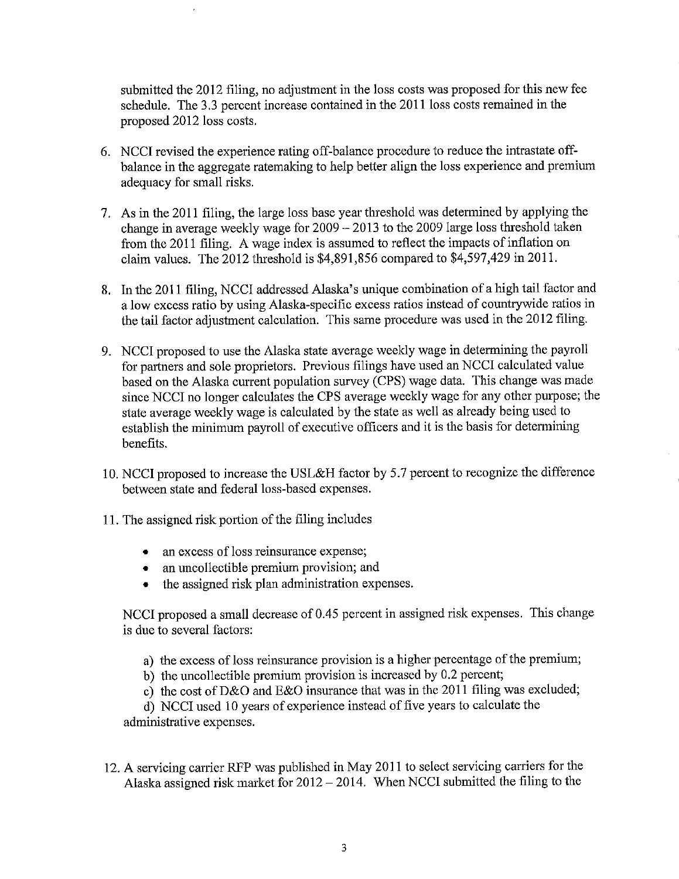submitted the 2012 filing, no adjustment in the loss costs was proposed for this new fee schedule. The 3.3 percent increase contained in the 2011 loss costs remained in the proposed 2012 loss costs.

6. NCCI revised the experience rating off-balance procedure to reduce the intrastate off-balance in the aggregate ratemaking to help better align the loss experience and premium adequacy for small risks.

7. As in the 2011 filing, the large loss base year threshold was determined by applying the change in average weekly wage for 2009 – 2013 to the 2009 large loss threshold taken from the 2011 filing. A wage index is assumed to reflect the impacts of inflation on claim values. The 2012 threshold is $4,891,856 compared to $4,597,429 in 2011.

8. In the 2011 filing, NCCI addressed Alaska's unique combination of a high tail factor and a low excess ratio by using Alaska-specific excess ratios instead of countrywide ratios in the tail factor adjustment calculation. This same procedure was used in the 2012 filing.

9. NCCI proposed to use the Alaska state average weekly wage in determining the payroll for partners and sole proprietors. Previous filings have used an NCCI calculated value based on the Alaska current population survey (CPS) wage data. This change was made since NCCI no longer calculates the CPS average weekly wage for any other purpose; the state average weekly wage is calculated by the state as well as already being used to establish the minimum payroll of executive officers and it is the basis for determining benefits.

10. NCCI proposed to increase the USL&H factor by 5.7 percent to recognize the difference between state and federal loss-based expenses.

11. The assigned risk portion of the filing includes

    - an excess of loss reinsurance expense;
    - an uncollectible premium provision; and
    - the assigned risk plan administration expenses.

    NCCI proposed a small decrease of 0.45 percent in assigned risk expenses. This change is due to several factors:

    a) the excess of loss reinsurance provision is a higher percentage of the premium;
    b) the uncollectible premium provision is increased by 0.2 percent;
    c) the cost of D&O and E&O insurance that was in the 2011 filing was excluded;
    d) NCCI used 10 years of experience instead of five years to calculate the administrative expenses.

12. A servicing carrier RFP was published in May 2011 to select servicing carriers for the Alaska assigned risk market for 2012 – 2014. When NCCI submitted the filing to the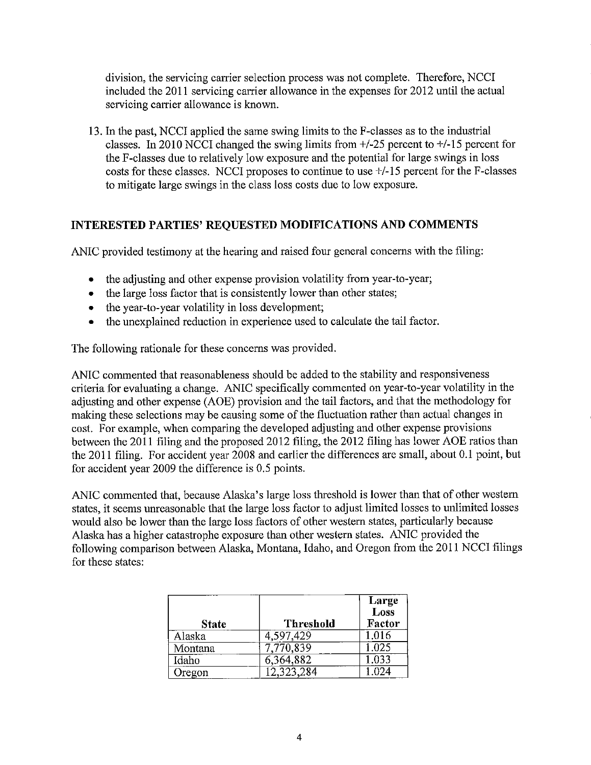division, the servicing carrier selection process was not complete. Therefore, NCCI included the 2011 servicing carrier allowance in the expenses for 2012 until the actual servicing carrier allowance is known.

13. In the past, NCCI applied the same swing limits to the F-classes as to the industrial classes. In 2010 NCCI changed the swing limits from +/-25 percent to +/-15 percent for the F-classes due to relatively low exposure and the potential for large swings in loss costs for these classes. NCCI proposes to continue to use +/-15 percent for the F-classes to mitigate large swings in the class loss costs due to low exposure.

## INTERESTED PARTIES' REQUESTED MODIFICATIONS AND COMMENTS

ANIC provided testimony at the hearing and raised four general concerns with the filing:

- the adjusting and other expense provision volatility from year-to-year;
- the large loss factor that is consistently lower than other states;
- the year-to-year volatility in loss development;
- the unexplained reduction in experience used to calculate the tail factor.

The following rationale for these concerns was provided.

ANIC commented that reasonableness should be added to the stability and responsiveness criteria for evaluating a change. ANIC specifically commented on year-to-year volatility in the adjusting and other expense (AOE) provision and the tail factors, and that the methodology for making these selections may be causing some of the fluctuation rather than actual changes in cost. For example, when comparing the developed adjusting and other expense provisions between the 2011 filing and the proposed 2012 filing, the 2012 filing has lower AOE ratios than the 2011 filing. For accident year 2008 and earlier the differences are small, about 0.1 point, but for accident year 2009 the difference is 0.5 points.

ANIC commented that, because Alaska's large loss threshold is lower than that of other western states, it seems unreasonable that the large loss factor to adjust limited losses to unlimited losses would also be lower than the large loss factors of other western states, particularly because Alaska has a higher catastrophe exposure than other western states. ANIC provided the following comparison between Alaska, Montana, Idaho, and Oregon from the 2011 NCCI filings for these states:

| State | Threshold | Large Loss Factor |
|---|---|---|
| Alaska | 4,597,429 | 1.016 |
| Montana | 7,770,839 | 1.025 |
| Idaho | 6,364,882 | 1.033 |
| Oregon | 12,323,284 | 1.024 |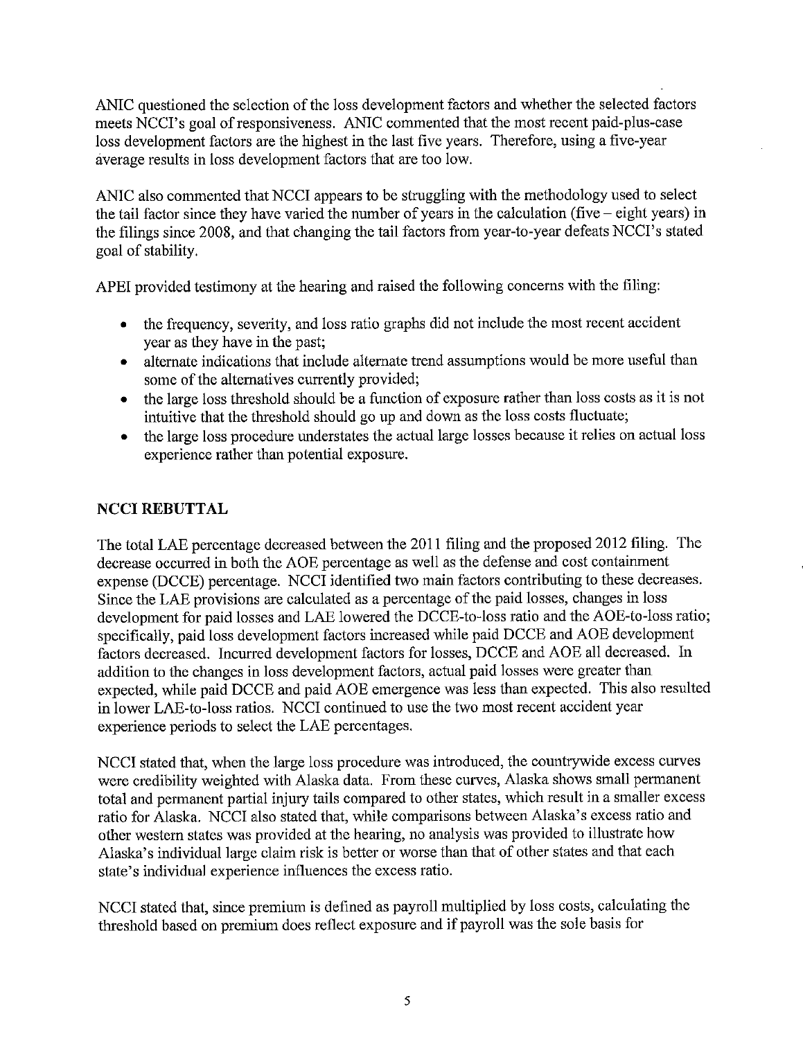ANIC questioned the selection of the loss development factors and whether the selected factors meets NCCI's goal of responsiveness. ANIC commented that the most recent paid-plus-case loss development factors are the highest in the last five years. Therefore, using a five-year average results in loss development factors that are too low.

ANIC also commented that NCCI appears to be struggling with the methodology used to select the tail factor since they have varied the number of years in the calculation (five – eight years) in the filings since 2008, and that changing the tail factors from year-to-year defeats NCCI's stated goal of stability.

APEI provided testimony at the hearing and raised the following concerns with the filing:

- the frequency, severity, and loss ratio graphs did not include the most recent accident year as they have in the past;
- alternate indications that include alternate trend assumptions would be more useful than some of the alternatives currently provided;
- the large loss threshold should be a function of exposure rather than loss costs as it is not intuitive that the threshold should go up and down as the loss costs fluctuate;
- the large loss procedure understates the actual large losses because it relies on actual loss experience rather than potential exposure.

## NCCI REBUTTAL

The total LAE percentage decreased between the 2011 filing and the proposed 2012 filing. The decrease occurred in both the AOE percentage as well as the defense and cost containment expense (DCCE) percentage. NCCI identified two main factors contributing to these decreases. Since the LAE provisions are calculated as a percentage of the paid losses, changes in loss development for paid losses and LAE lowered the DCCE-to-loss ratio and the AOE-to-loss ratio; specifically, paid loss development factors increased while paid DCCE and AOE development factors decreased. Incurred development factors for losses, DCCE and AOE all decreased. In addition to the changes in loss development factors, actual paid losses were greater than expected, while paid DCCE and paid AOE emergence was less than expected. This also resulted in lower LAE-to-loss ratios. NCCI continued to use the two most recent accident year experience periods to select the LAE percentages.

NCCI stated that, when the large loss procedure was introduced, the countrywide excess curves were credibility weighted with Alaska data. From these curves, Alaska shows small permanent total and permanent partial injury tails compared to other states, which result in a smaller excess ratio for Alaska. NCCI also stated that, while comparisons between Alaska's excess ratio and other western states was provided at the hearing, no analysis was provided to illustrate how Alaska's individual large claim risk is better or worse than that of other states and that each state's individual experience influences the excess ratio.

NCCI stated that, since premium is defined as payroll multiplied by loss costs, calculating the threshold based on premium does reflect exposure and if payroll was the sole basis for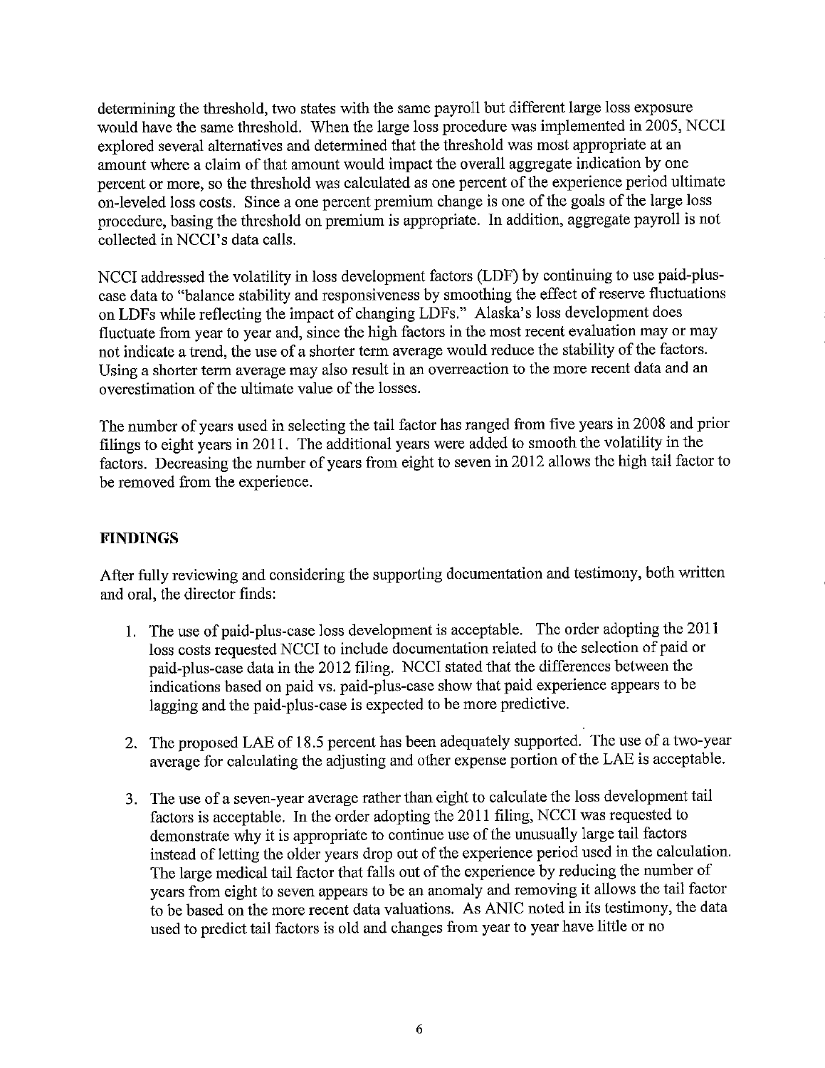determining the threshold, two states with the same payroll but different large loss exposure would have the same threshold. When the large loss procedure was implemented in 2005, NCCI explored several alternatives and determined that the threshold was most appropriate at an amount where a claim of that amount would impact the overall aggregate indication by one percent or more, so the threshold was calculated as one percent of the experience period ultimate on-leveled loss costs. Since a one percent premium change is one of the goals of the large loss procedure, basing the threshold on premium is appropriate. In addition, aggregate payroll is not collected in NCCI's data calls.

NCCI addressed the volatility in loss development factors (LDF) by continuing to use paid-plus-case data to "balance stability and responsiveness by smoothing the effect of reserve fluctuations on LDFs while reflecting the impact of changing LDFs." Alaska's loss development does fluctuate from year to year and, since the high factors in the most recent evaluation may or may not indicate a trend, the use of a shorter term average would reduce the stability of the factors. Using a shorter term average may also result in an overreaction to the more recent data and an overestimation of the ultimate value of the losses.

The number of years used in selecting the tail factor has ranged from five years in 2008 and prior filings to eight years in 2011. The additional years were added to smooth the volatility in the factors. Decreasing the number of years from eight to seven in 2012 allows the high tail factor to be removed from the experience.

## FINDINGS

After fully reviewing and considering the supporting documentation and testimony, both written and oral, the director finds:

1. The use of paid-plus-case loss development is acceptable. The order adopting the 2011 loss costs requested NCCI to include documentation related to the selection of paid or paid-plus-case data in the 2012 filing. NCCI stated that the differences between the indications based on paid vs. paid-plus-case show that paid experience appears to be lagging and the paid-plus-case is expected to be more predictive.
2. The proposed LAE of 18.5 percent has been adequately supported. The use of a two-year average for calculating the adjusting and other expense portion of the LAE is acceptable.
3. The use of a seven-year average rather than eight to calculate the loss development tail factors is acceptable. In the order adopting the 2011 filing, NCCI was requested to demonstrate why it is appropriate to continue use of the unusually large tail factors instead of letting the older years drop out of the experience period used in the calculation. The large medical tail factor that falls out of the experience by reducing the number of years from eight to seven appears to be an anomaly and removing it allows the tail factor to be based on the more recent data valuations. As ANIC noted in its testimony, the data used to predict tail factors is old and changes from year to year have little or no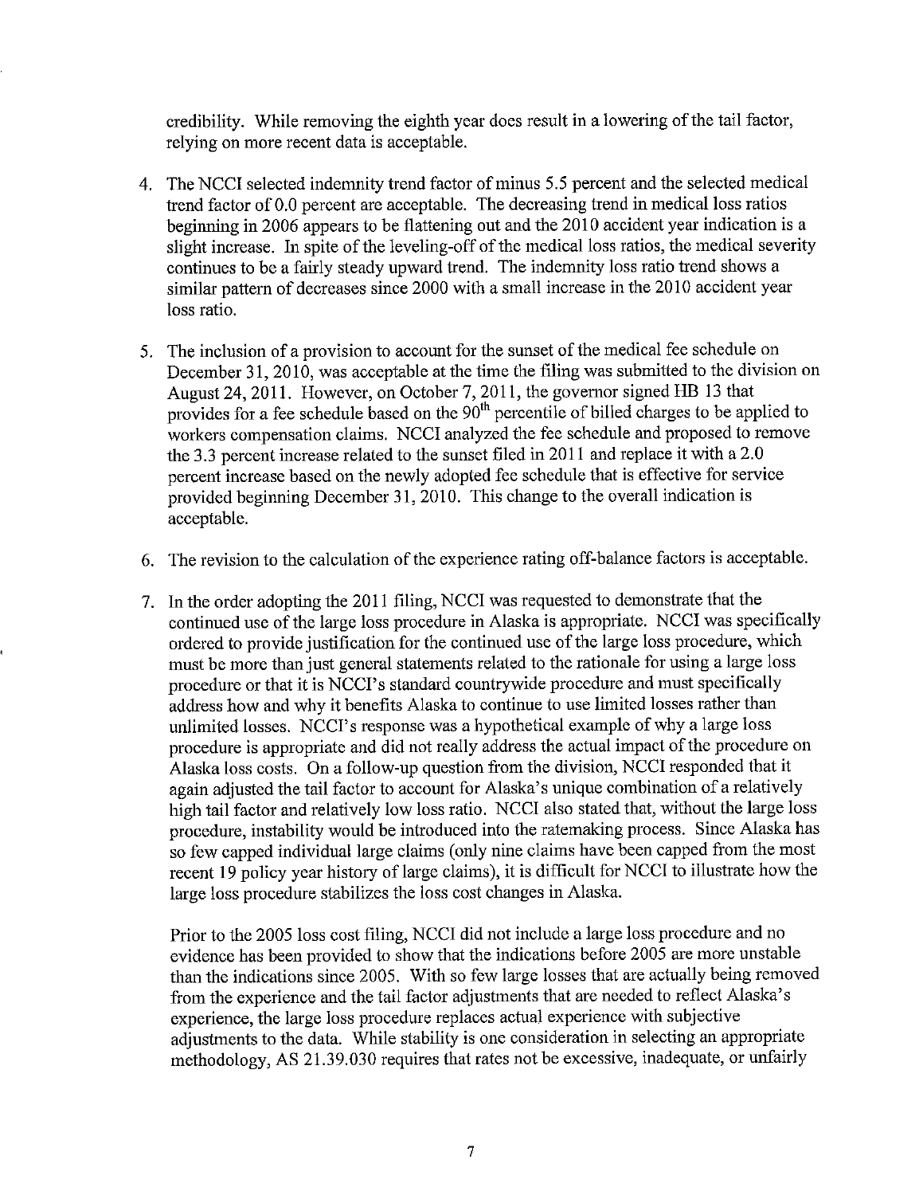credibility. While removing the eighth year does result in a lowering of the tail factor, relying on more recent data is acceptable.

4. The NCCI selected indemnity trend factor of minus 5.5 percent and the selected medical trend factor of 0.0 percent are acceptable. The decreasing trend in medical loss ratios beginning in 2006 appears to be flattening out and the 2010 accident year indication is a slight increase. In spite of the leveling-off of the medical loss ratios, the medical severity continues to be a fairly steady upward trend. The indemnity loss ratio trend shows a similar pattern of decreases since 2000 with a small increase in the 2010 accident year loss ratio.

5. The inclusion of a provision to account for the sunset of the medical fee schedule on December 31, 2010, was acceptable at the time the filing was submitted to the division on August 24, 2011. However, on October 7, 2011, the governor signed HB 13 that provides for a fee schedule based on the 90th percentile of billed charges to be applied to workers compensation claims. NCCI analyzed the fee schedule and proposed to remove the 3.3 percent increase related to the sunset filed in 2011 and replace it with a 2.0 percent increase based on the newly adopted fee schedule that is effective for service provided beginning December 31, 2010. This change to the overall indication is acceptable.

6. The revision to the calculation of the experience rating off-balance factors is acceptable.

7. In the order adopting the 2011 filing, NCCI was requested to demonstrate that the continued use of the large loss procedure in Alaska is appropriate. NCCI was specifically ordered to provide justification for the continued use of the large loss procedure, which must be more than just general statements related to the rationale for using a large loss procedure or that it is NCCI's standard countrywide procedure and must specifically address how and why it benefits Alaska to continue to use limited losses rather than unlimited losses. NCCI's response was a hypothetical example of why a large loss procedure is appropriate and did not really address the actual impact of the procedure on Alaska loss costs. On a follow-up question from the division, NCCI responded that it again adjusted the tail factor to account for Alaska's unique combination of a relatively high tail factor and relatively low loss ratio. NCCI also stated that, without the large loss procedure, instability would be introduced into the ratemaking process. Since Alaska has so few capped individual large claims (only nine claims have been capped from the most recent 19 policy year history of large claims), it is difficult for NCCI to illustrate how the large loss procedure stabilizes the loss cost changes in Alaska.

   Prior to the 2005 loss cost filing, NCCI did not include a large loss procedure and no evidence has been provided to show that the indications before 2005 are more unstable than the indications since 2005. With so few large losses that are actually being removed from the experience and the tail factor adjustments that are needed to reflect Alaska's experience, the large loss procedure replaces actual experience with subjective adjustments to the data. While stability is one consideration in selecting an appropriate methodology, AS 21.39.030 requires that rates not be excessive, inadequate, or unfairly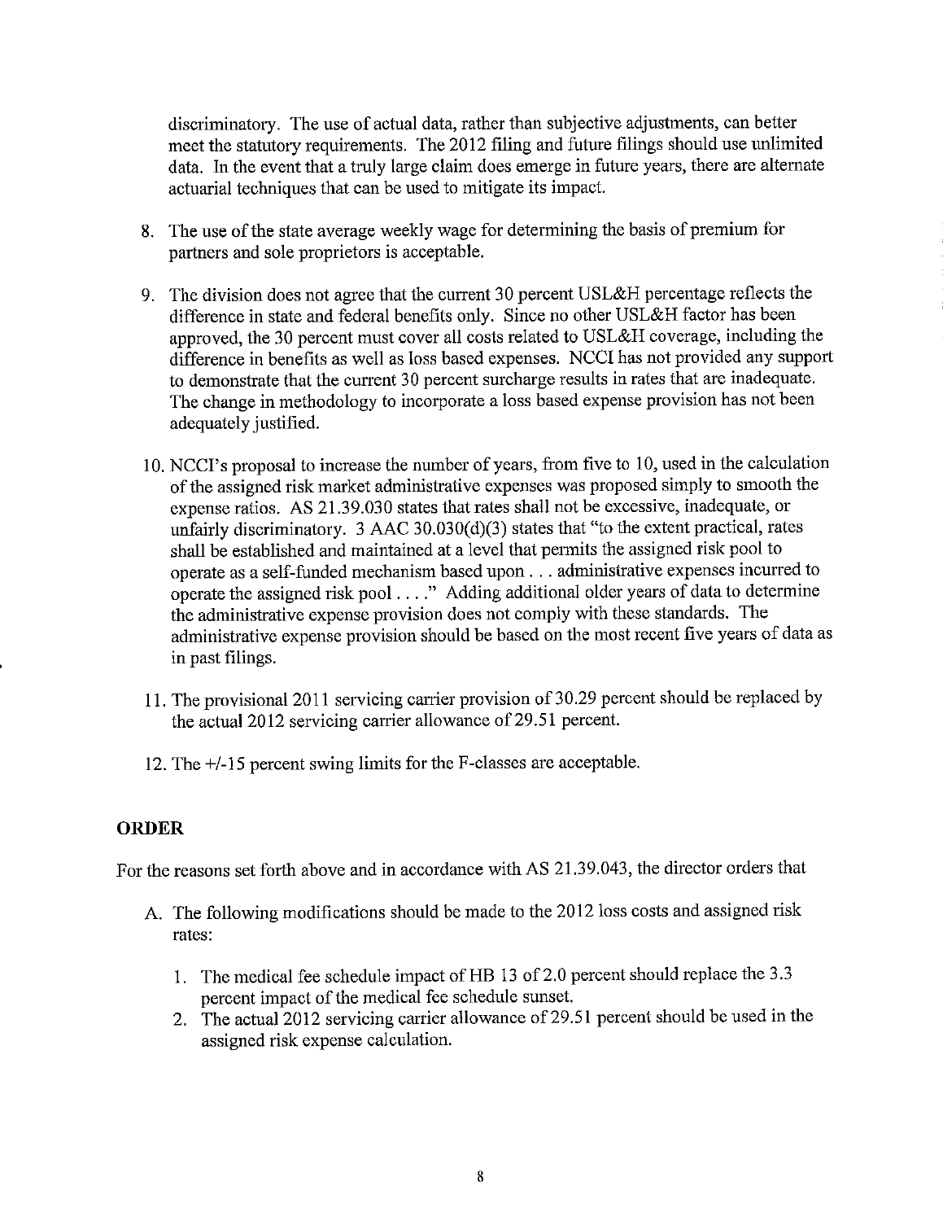discriminatory. The use of actual data, rather than subjective adjustments, can better meet the statutory requirements. The 2012 filing and future filings should use unlimited data. In the event that a truly large claim does emerge in future years, there are alternate actuarial techniques that can be used to mitigate its impact.

8. The use of the state average weekly wage for determining the basis of premium for partners and sole proprietors is acceptable.

9. The division does not agree that the current 30 percent USL&H percentage reflects the difference in state and federal benefits only. Since no other USL&H factor has been approved, the 30 percent must cover all costs related to USL&H coverage, including the difference in benefits as well as loss based expenses. NCCI has not provided any support to demonstrate that the current 30 percent surcharge results in rates that are inadequate. The change in methodology to incorporate a loss based expense provision has not been adequately justified.

10. NCCI's proposal to increase the number of years, from five to 10, used in the calculation of the assigned risk market administrative expenses was proposed simply to smooth the expense ratios. AS 21.39.030 states that rates shall not be excessive, inadequate, or unfairly discriminatory. 3 AAC 30.030(d)(3) states that "to the extent practical, rates shall be established and maintained at a level that permits the assigned risk pool to operate as a self-funded mechanism based upon . . . administrative expenses incurred to operate the assigned risk pool . . . ." Adding additional older years of data to determine the administrative expense provision does not comply with these standards. The administrative expense provision should be based on the most recent five years of data as in past filings.

11. The provisional 2011 servicing carrier provision of 30.29 percent should be replaced by the actual 2012 servicing carrier allowance of 29.51 percent.

12. The +/-15 percent swing limits for the F-classes are acceptable.

## ORDER

For the reasons set forth above and in accordance with AS 21.39.043, the director orders that

A. The following modifications should be made to the 2012 loss costs and assigned risk rates:

   1. The medical fee schedule impact of HB 13 of 2.0 percent should replace the 3.3 percent impact of the medical fee schedule sunset.
   2. The actual 2012 servicing carrier allowance of 29.51 percent should be used in the assigned risk expense calculation.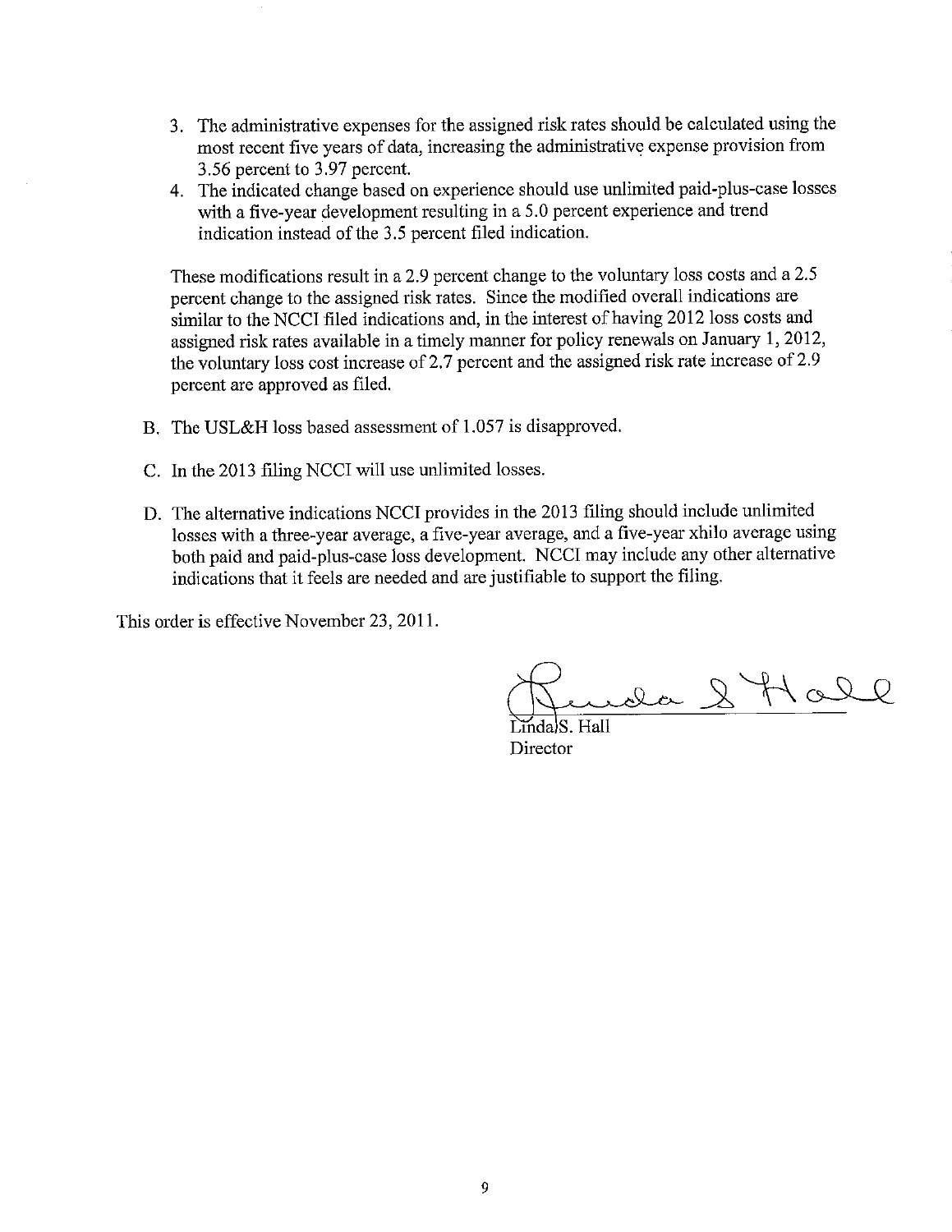3. The administrative expenses for the assigned risk rates should be calculated using the most recent five years of data, increasing the administrative expense provision from 3.56 percent to 3.97 percent.
4. The indicated change based on experience should use unlimited paid-plus-case losses with a five-year development resulting in a 5.0 percent experience and trend indication instead of the 3.5 percent filed indication.

These modifications result in a 2.9 percent change to the voluntary loss costs and a 2.5 percent change to the assigned risk rates. Since the modified overall indications are similar to the NCCI filed indications and, in the interest of having 2012 loss costs and assigned risk rates available in a timely manner for policy renewals on January 1, 2012, the voluntary loss cost increase of 2.7 percent and the assigned risk rate increase of 2.9 percent are approved as filed.

B. The USL&H loss based assessment of 1.057 is disapproved.

C. In the 2013 filing NCCI will use unlimited losses.

D. The alternative indications NCCI provides in the 2013 filing should include unlimited losses with a three-year average, a five-year average, and a five-year xhilo average using both paid and paid-plus-case loss development. NCCI may include any other alternative indications that it feels are needed and are justifiable to support the filing.

This order is effective November 23, 2011.

Linda S. Hall
Director